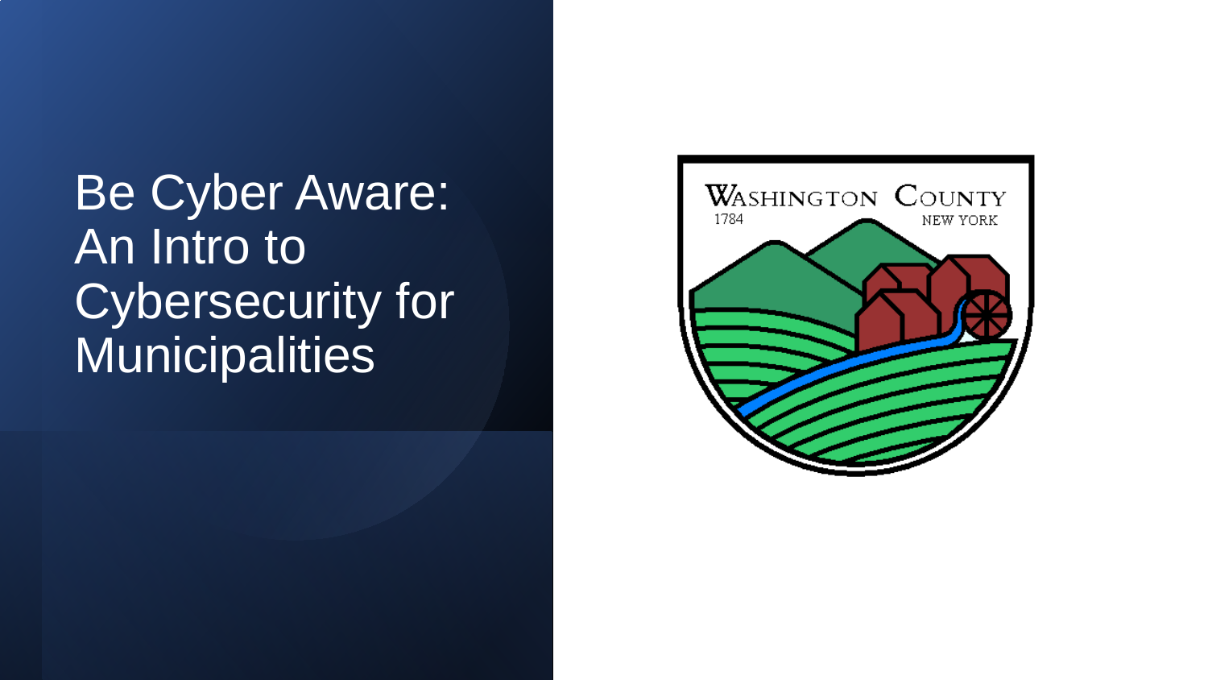# Be Cyber Aware: An Intro to Cybersecurity for Municipalities

WASHINGTON COUNTY
1784
NEW YORK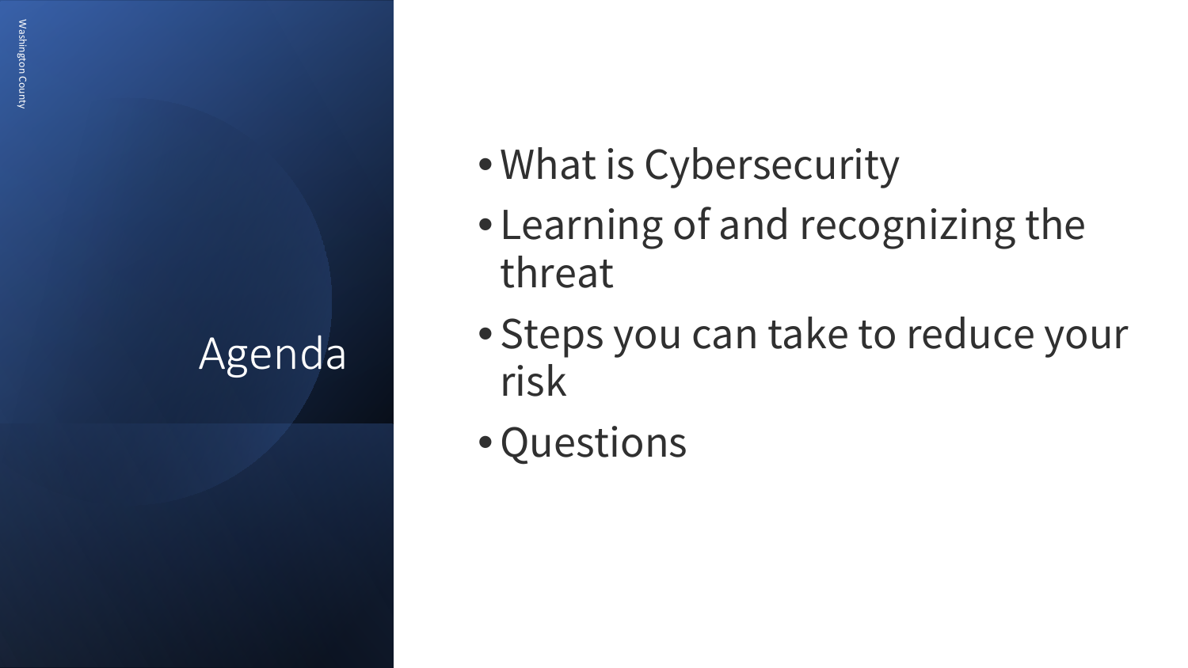# Agenda

- What is Cybersecurity
- Learning of and recognizing the threat
- Steps you can take to reduce your risk
- Questions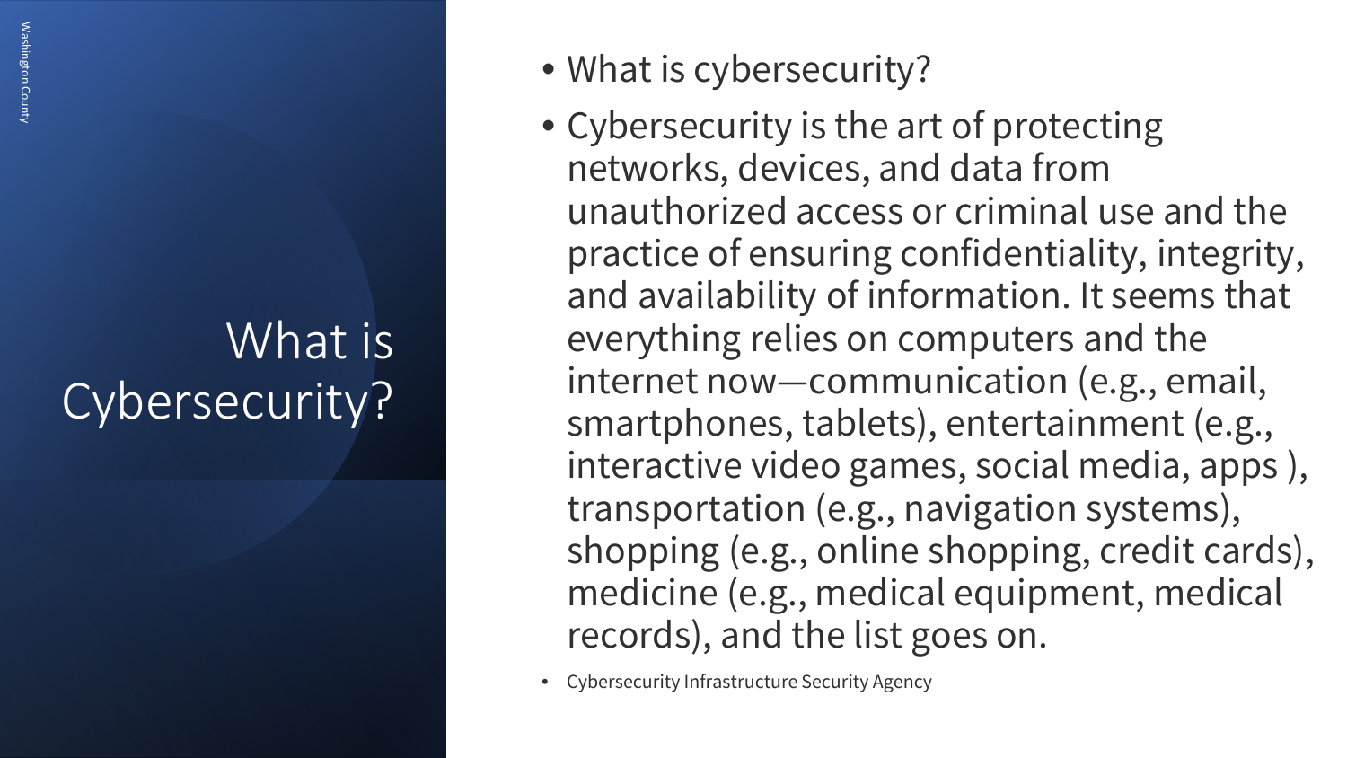# What is Cybersecurity?

- What is cybersecurity?
- Cybersecurity is the art of protecting networks, devices, and data from unauthorized access or criminal use and the practice of ensuring confidentiality, integrity, and availability of information. It seems that everything relies on computers and the internet now—communication (e.g., email, smartphones, tablets), entertainment (e.g., interactive video games, social media, apps ), transportation (e.g., navigation systems), shopping (e.g., online shopping, credit cards), medicine (e.g., medical equipment, medical records), and the list goes on.
- Cybersecurity Infrastructure Security Agency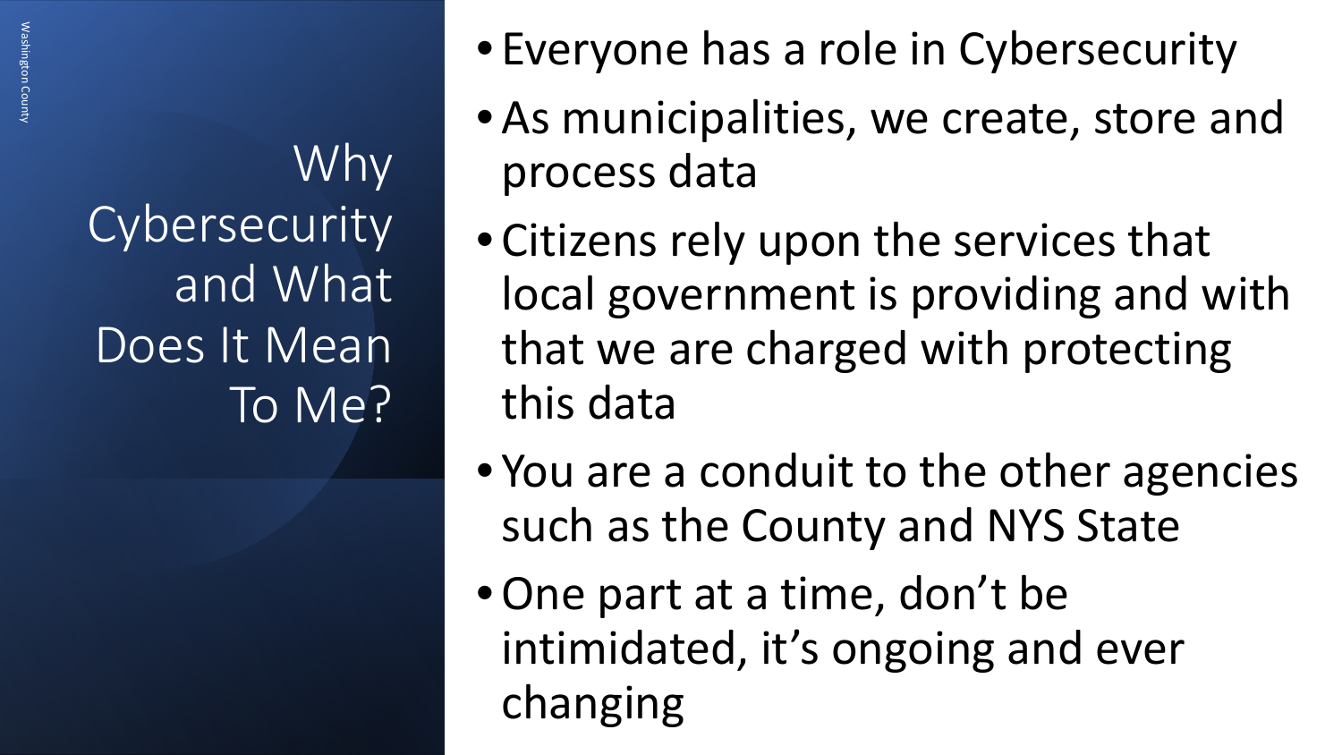# Why Cybersecurity and What Does It Mean To Me?

- Everyone has a role in Cybersecurity
- As municipalities, we create, store and process data
- Citizens rely upon the services that local government is providing and with that we are charged with protecting this data
- You are a conduit to the other agencies such as the County and NYS State
- One part at a time, don't be intimidated, it's ongoing and ever changing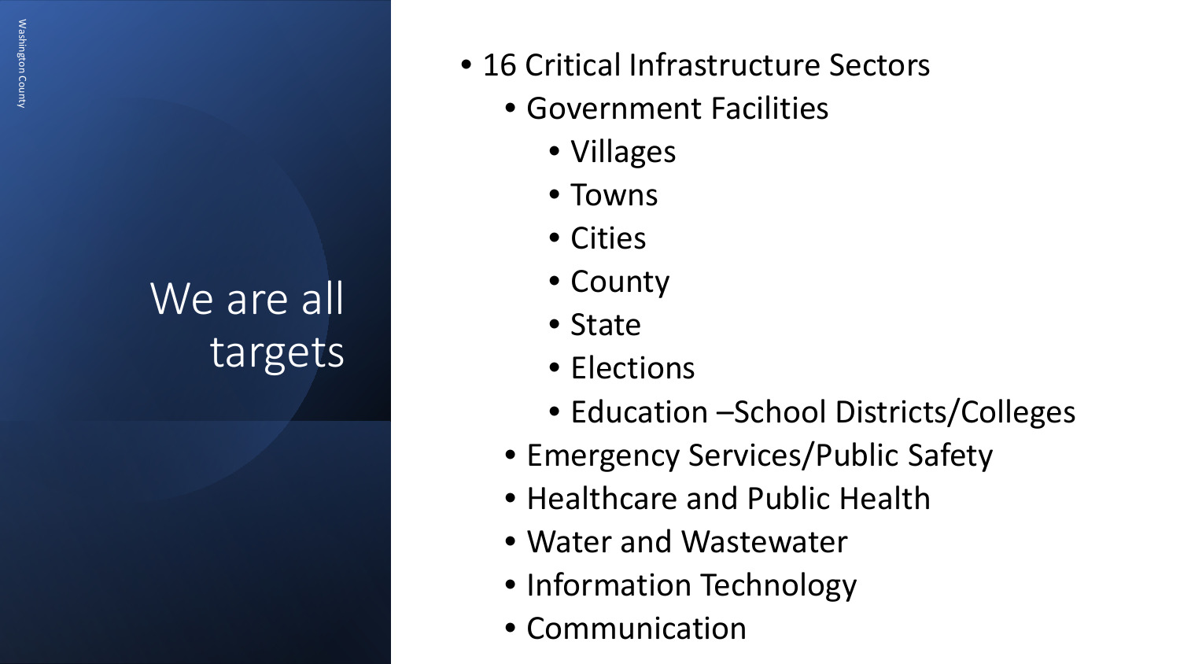# We are all targets

- 16 Critical Infrastructure Sectors
  - Government Facilities
    - Villages
    - Towns
    - Cities
    - County
    - State
    - Elections
    - Education –School Districts/Colleges
  - Emergency Services/Public Safety
  - Healthcare and Public Health
  - Water and Wastewater
  - Information Technology
  - Communication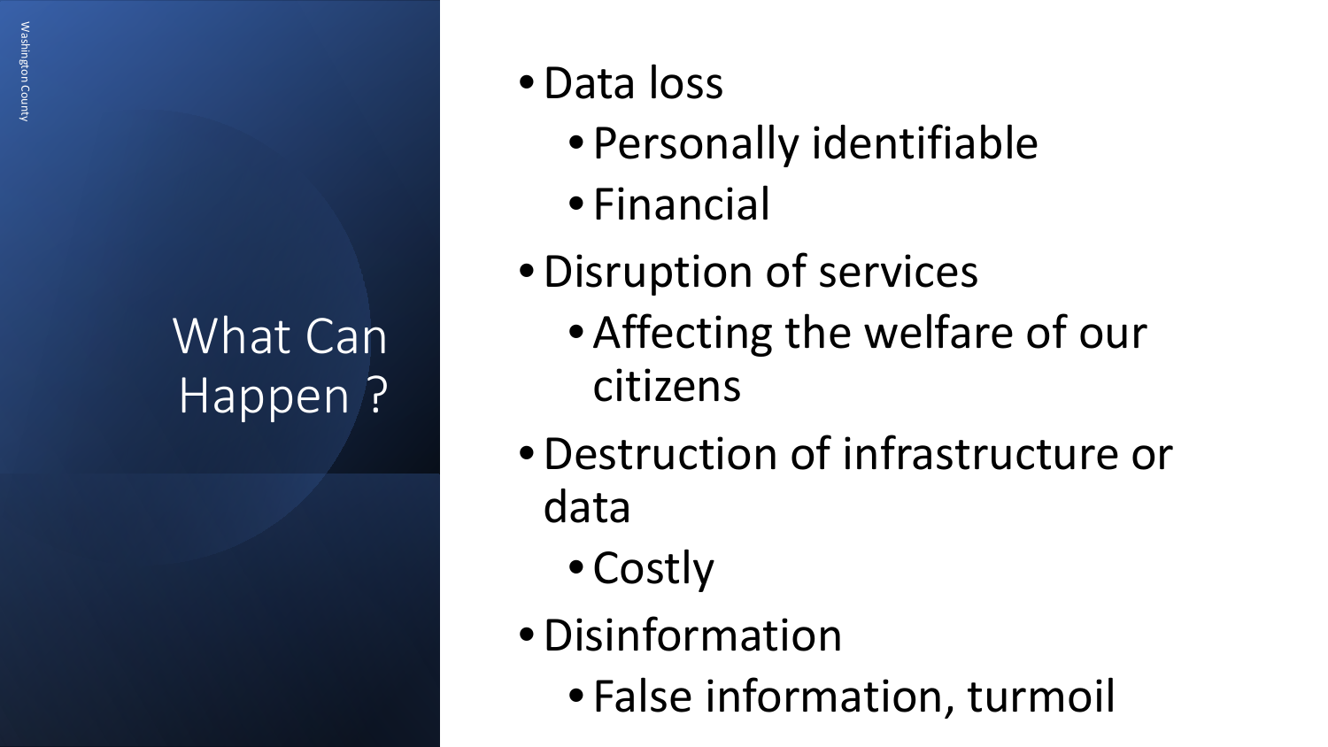# What Can Happen ?

- Data loss
  - Personally identifiable
  - Financial
- Disruption of services
  - Affecting the welfare of our citizens
- Destruction of infrastructure or data
  - Costly
- Disinformation
  - False information, turmoil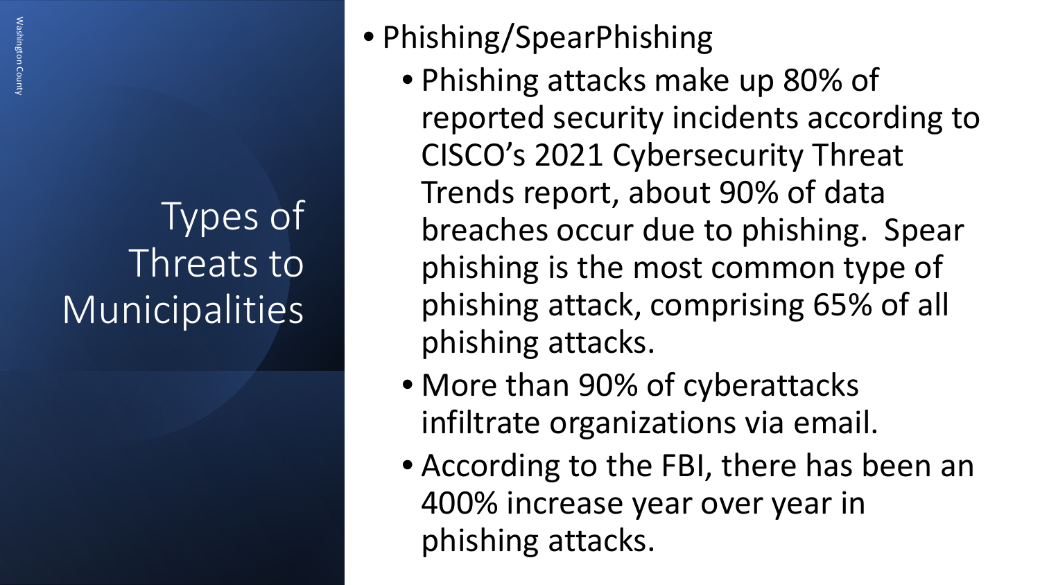# Types of Threats to Municipalities

- Phishing/SpearPhishing
  - Phishing attacks make up 80% of reported security incidents according to CISCO's 2021 Cybersecurity Threat Trends report, about 90% of data breaches occur due to phishing. Spear phishing is the most common type of phishing attack, comprising 65% of all phishing attacks.
  - More than 90% of cyberattacks infiltrate organizations via email.
  - According to the FBI, there has been an 400% increase year over year in phishing attacks.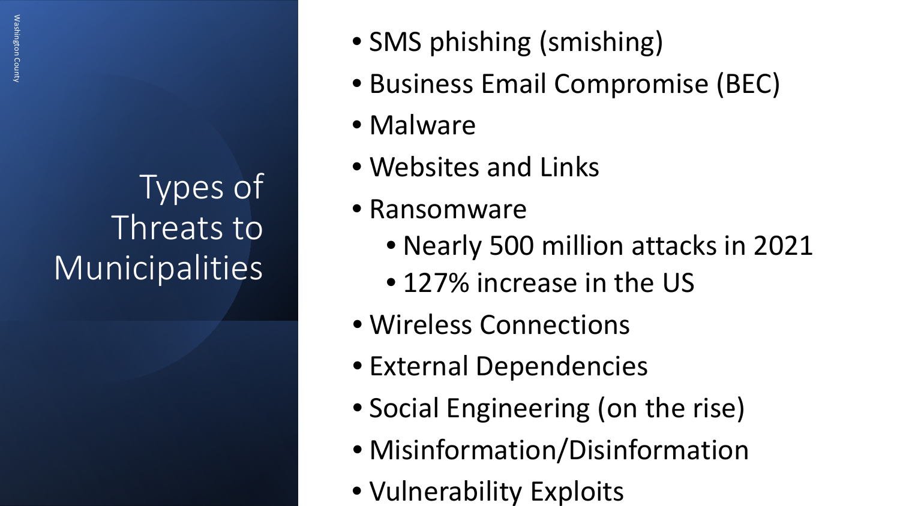# Types of Threats to Municipalities

- SMS phishing (smishing)
- Business Email Compromise (BEC)
- Malware
- Websites and Links
- Ransomware
  - Nearly 500 million attacks in 2021
  - 127% increase in the US
- Wireless Connections
- External Dependencies
- Social Engineering (on the rise)
- Misinformation/Disinformation
- Vulnerability Exploits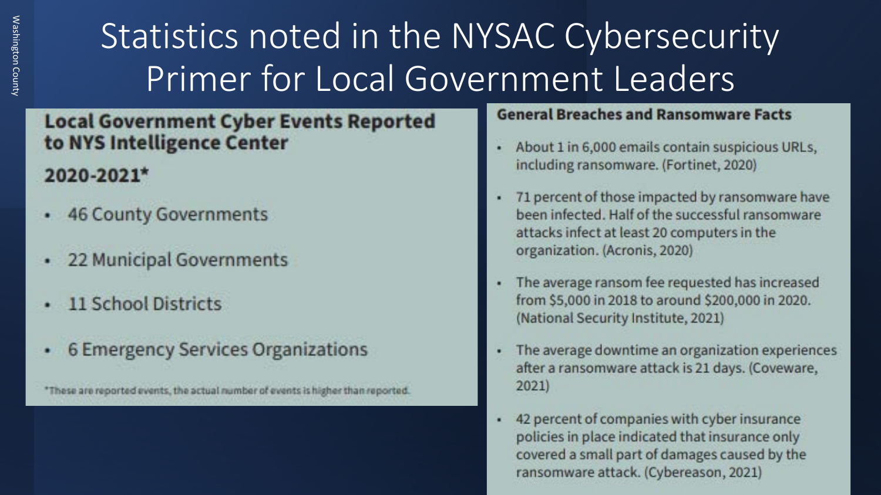# Statistics noted in the NYSAC Cybersecurity Primer for Local Government Leaders

## Local Government Cyber Events Reported to NYS Intelligence Center

### 2020-2021*

- 46 County Governments
- 22 Municipal Governments
- 11 School Districts
- 6 Emergency Services Organizations

*These are reported events, the actual number of events is higher than reported.

## General Breaches and Ransomware Facts

- About 1 in 6,000 emails contain suspicious URLs, including ransomware. (Fortinet, 2020)
- 71 percent of those impacted by ransomware have been infected. Half of the successful ransomware attacks infect at least 20 computers in the organization. (Acronis, 2020)
- The average ransom fee requested has increased from $5,000 in 2018 to around $200,000 in 2020. (National Security Institute, 2021)
- The average downtime an organization experiences after a ransomware attack is 21 days. (Coveware, 2021)
- 42 percent of companies with cyber insurance policies in place indicated that insurance only covered a small part of damages caused by the ransomware attack. (Cybereason, 2021)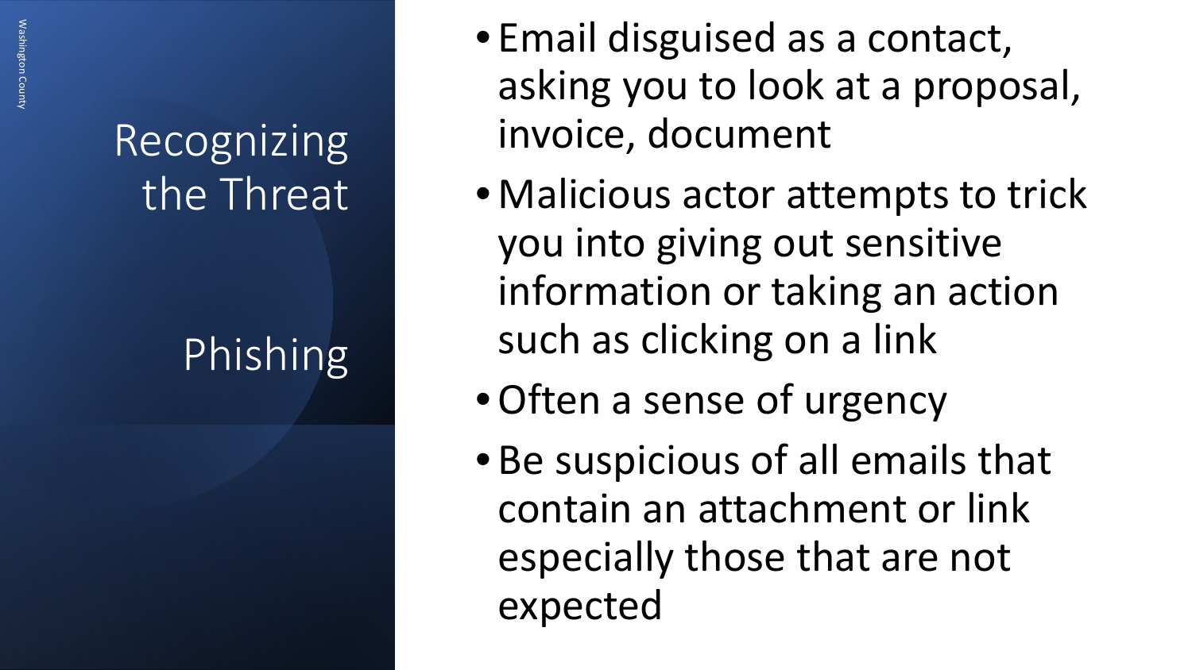# Recognizing the Threat

## Phishing

- Email disguised as a contact, asking you to look at a proposal, invoice, document
- Malicious actor attempts to trick you into giving out sensitive information or taking an action such as clicking on a link
- Often a sense of urgency
- Be suspicious of all emails that contain an attachment or link especially those that are not expected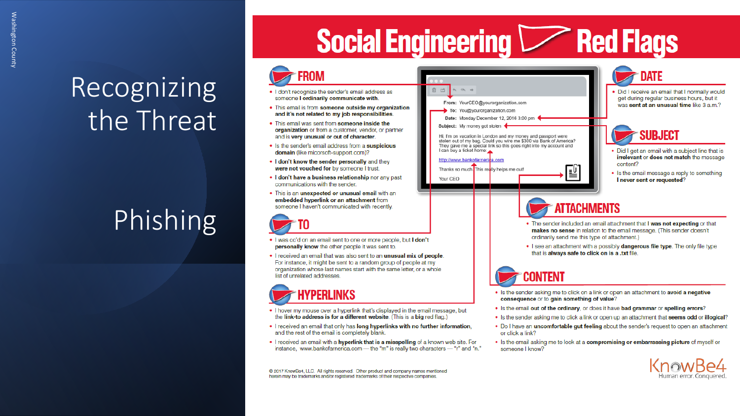# Recognizing the Threat

## Phishing

# Social Engineering Red Flags

## FROM

- I don't recognize the sender's email address as someone **I ordinarily communicate with**.
- This email is from **someone outside my organization and it's not related to my job responsibilities**.
- This email was sent from **someone inside the organization** or from a customer, vendor, or partner and is **very unusual or out of character**.
- Is the sender's email address from a **suspicious domain** (like micorsoft-support.com)?
- **I don't know the sender personally** and they **were not vouched for** by someone I trust.
- **I don't have a business relationship** nor any past communications with the sender.
- This is an **unexpected or unusual email** with an **embedded hyperlink or an attachment** from someone I haven't communicated with recently.

## TO

- I was cc'd on an email sent to one or more people, but **I don't personally know** the other people it was sent to.
- I received an email that was also sent to an **unusual mix of people**. For instance, it might be sent to a random group of people at my organization whose last names start with the same letter, or a whole list of unrelated addresses.

## HYPERLINKS

- I hover my mouse over a hyperlink that's displayed in the email message, but the **link-to address is for a different website**. (This is a **big** red flag.)
- I received an email that only has **long hyperlinks with no further information**, and the rest of the email is completely blank.
- I received an email with a **hyperlink that is a misspelling** of a known web site. For instance, www.bankofarnerica.com — the "m" is really two characters — "r" and "n."

**From:** YourCEO@yourorganization.com
**To:** You@yourorganization.com
**Date:** Monday December 12, 2016 3:00 pm
**Subject:** My money got stolen

Hi, I'm on vacation in London and my money and passport were stolen out of my bag. Could you wire me $300 via Bank of America? They gave me a special link so this goes right into my account and I can buy a ticket home:

http://www.bankofarnerica.com

Thanks so much. This really helps me out!

Your CEO

## DATE

- Did I receive an email that I normally would get during regular business hours, but it was **sent at an unusual time** like 3 a.m.?

## SUBJECT

- Did I get an email with a subject line that is **irrelevant** or **does not match** the message content?
- Is the email message a reply to something **I never sent or requested**?

## ATTACHMENTS

- The sender included an email attachment that **I was not expecting** or that **makes no sense** in relation to the email message. (This sender doesn't ordinarily send me this type of attachment.)
- I see an attachment with a possibly **dangerous file type**. The only file type that is **always safe to click on is a .txt** file.

## CONTENT

- Is the sender asking me to click on a link or open an attachment to **avoid a negative consequence** or to **gain something of value**?
- Is the email **out of the ordinary**, or does it have **bad grammar** or **spelling errors**?
- Is the sender asking me to click a link or open up an attachment that **seems odd** or **illogical**?
- Do I have an **uncomfortable gut feeling** about the sender's request to open an attachment or click a link?
- Is the email asking me to look at a **compromising or embarrassing picture** of myself or someone I know?

© 2017 KnowBe4, LLC. All rights reserved. Other product and company names mentioned herein may be trademarks and/or registered trademarks of their respective companies.

KnowBe4
Human error. Conquered.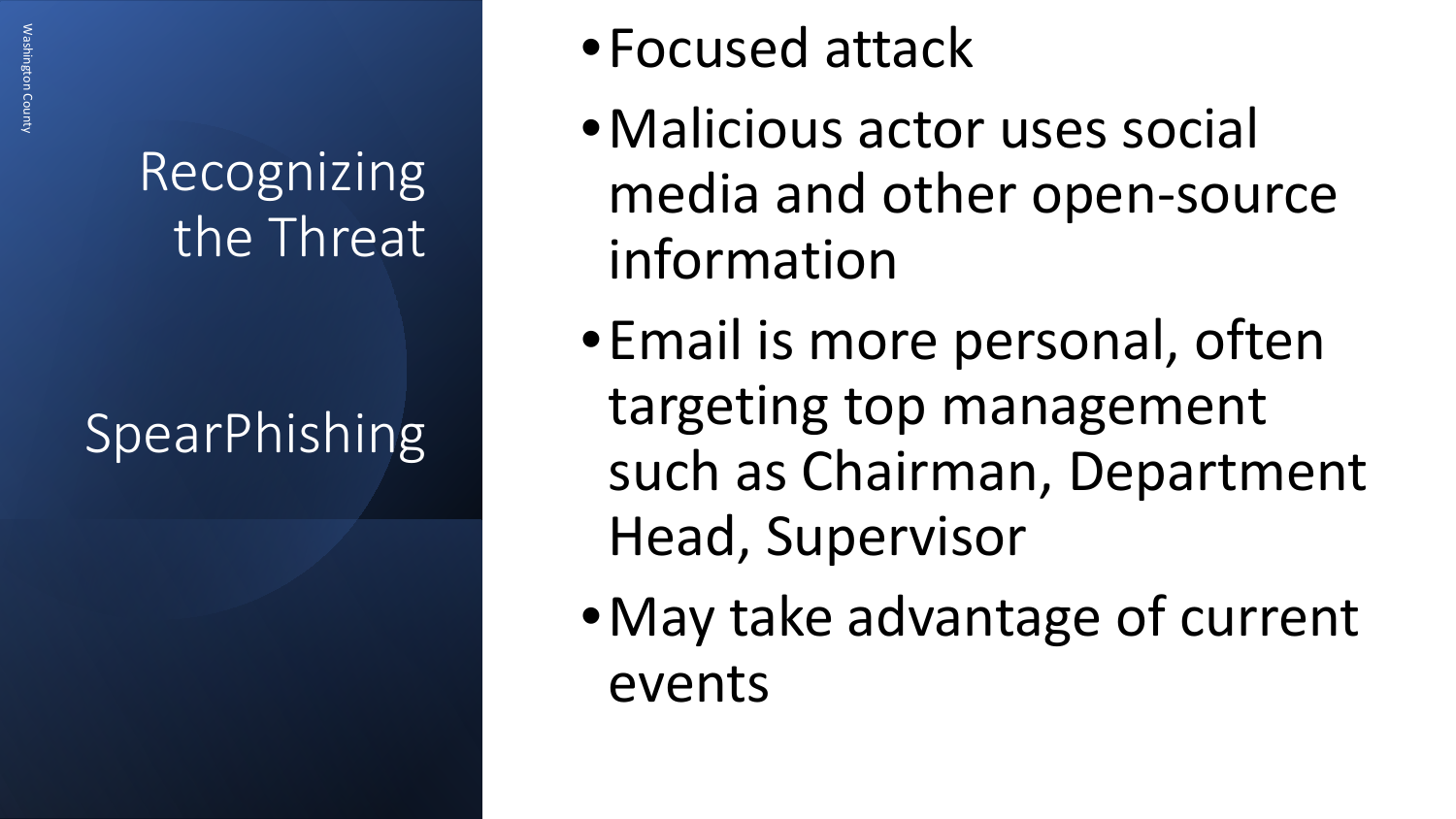# Recognizing the Threat

## SpearPhishing

- Focused attack
- Malicious actor uses social media and other open-source information
- Email is more personal, often targeting top management such as Chairman, Department Head, Supervisor
- May take advantage of current events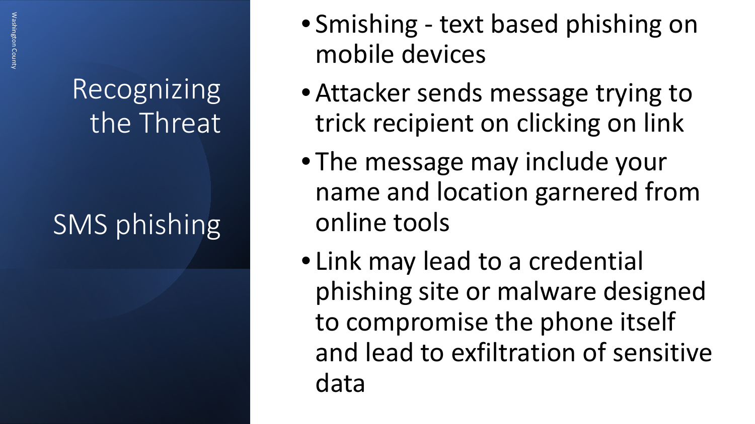# Recognizing the Threat

## SMS phishing

- Smishing - text based phishing on mobile devices
- Attacker sends message trying to trick recipient on clicking on link
- The message may include your name and location garnered from online tools
- Link may lead to a credential phishing site or malware designed to compromise the phone itself and lead to exfiltration of sensitive data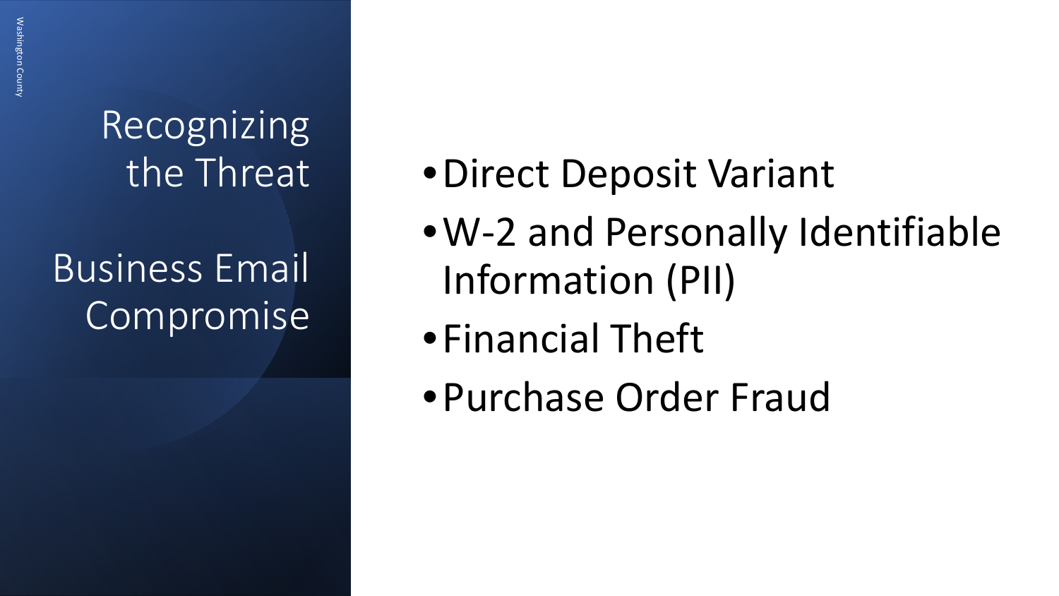# Recognizing the Threat

## Business Email Compromise

- Direct Deposit Variant
- W-2 and Personally Identifiable Information (PII)
- Financial Theft
- Purchase Order Fraud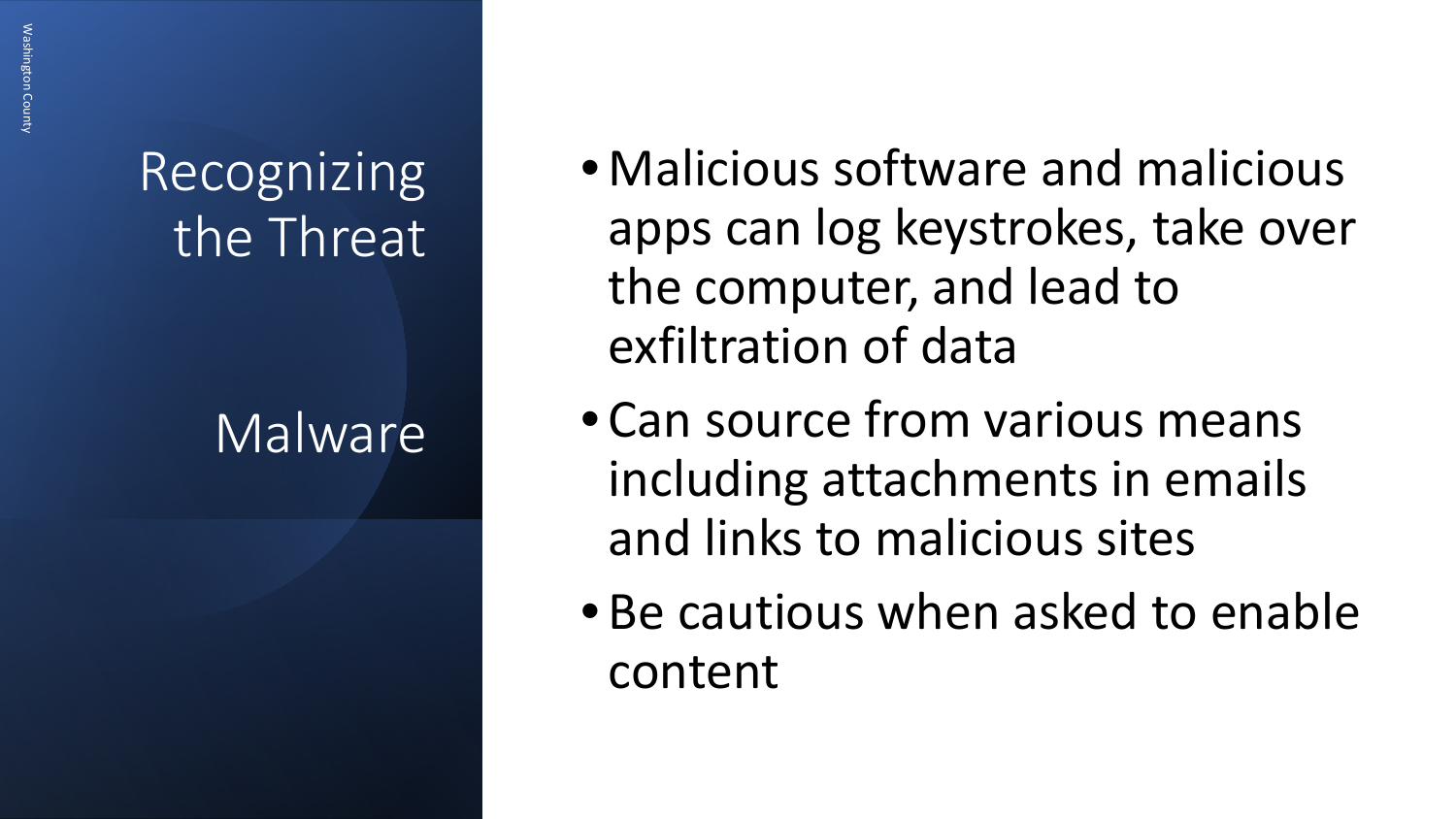# Recognizing the Threat

## Malware

- Malicious software and malicious apps can log keystrokes, take over the computer, and lead to exfiltration of data
- Can source from various means including attachments in emails and links to malicious sites
- Be cautious when asked to enable content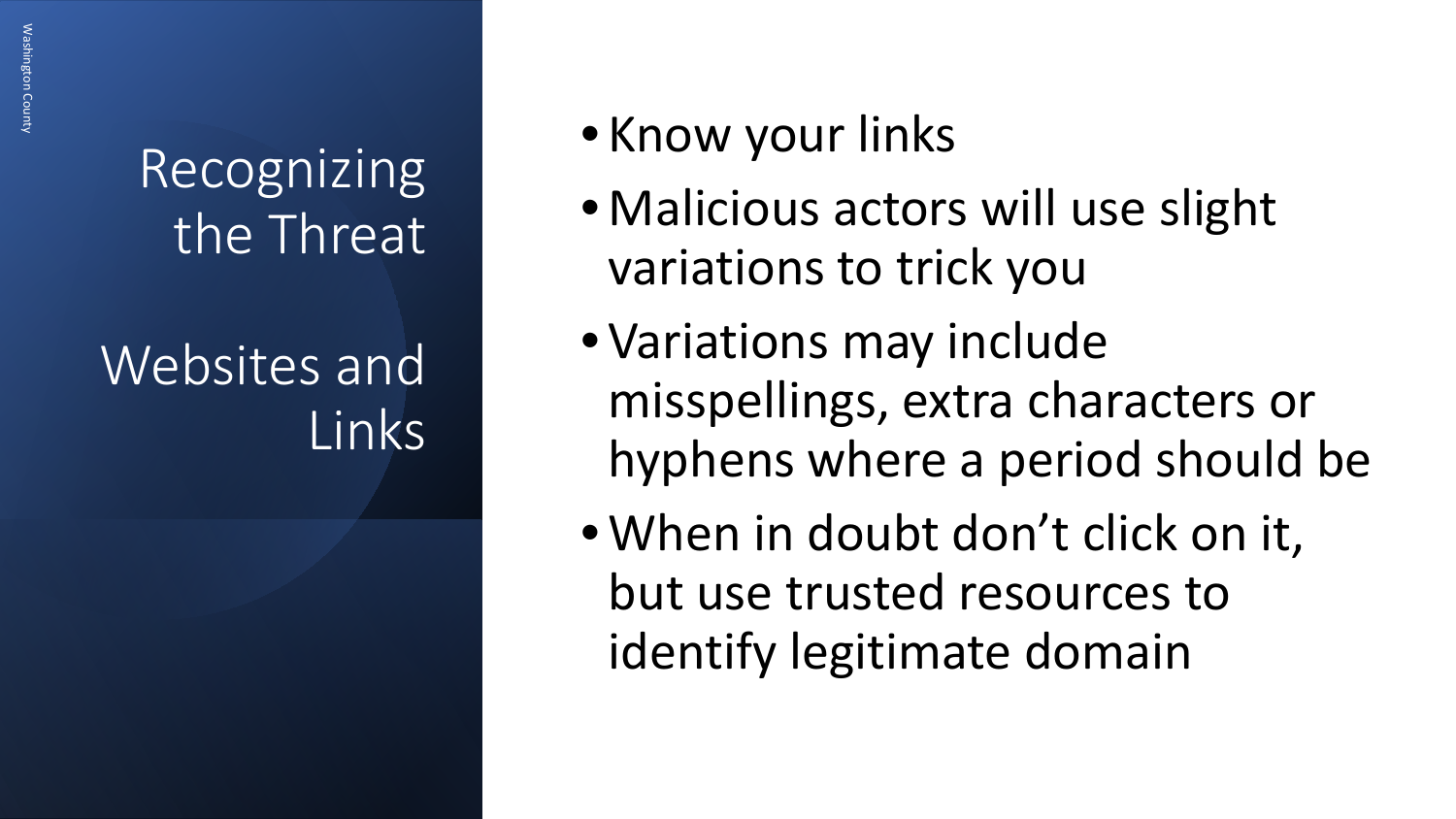# Recognizing the Threat

## Websites and Links

- Know your links
- Malicious actors will use slight variations to trick you
- Variations may include misspellings, extra characters or hyphens where a period should be
- When in doubt don't click on it, but use trusted resources to identify legitimate domain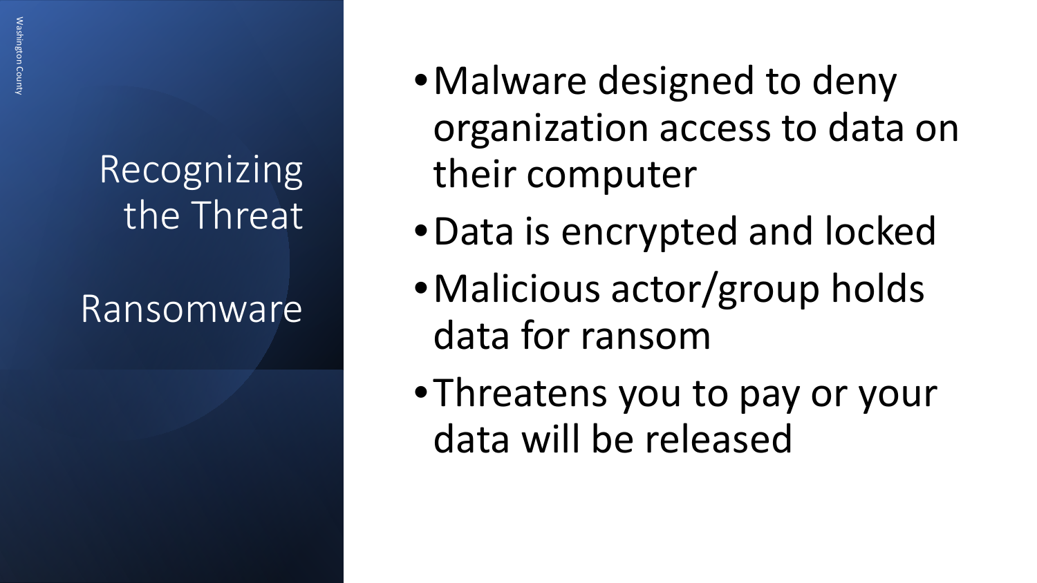# Recognizing the Threat

## Ransomware

- Malware designed to deny organization access to data on their computer
- Data is encrypted and locked
- Malicious actor/group holds data for ransom
- Threatens you to pay or your data will be released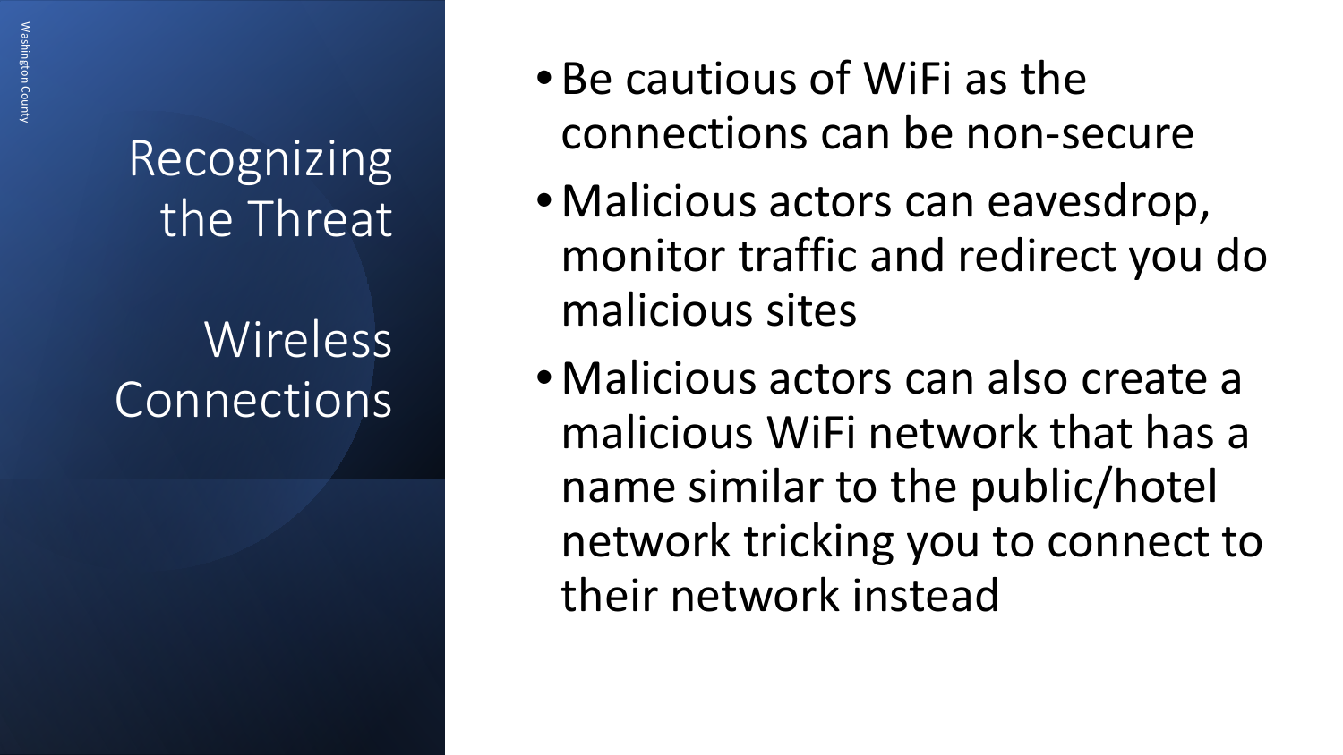# Recognizing the Threat

## Wireless Connections

- Be cautious of WiFi as the connections can be non-secure
- Malicious actors can eavesdrop, monitor traffic and redirect you do malicious sites
- Malicious actors can also create a malicious WiFi network that has a name similar to the public/hotel network tricking you to connect to their network instead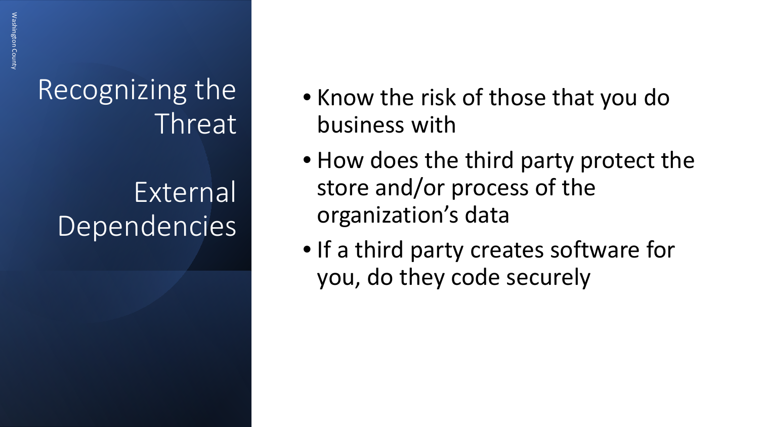# Recognizing the Threat

## External Dependencies

- Know the risk of those that you do business with
- How does the third party protect the store and/or process of the organization's data
- If a third party creates software for you, do they code securely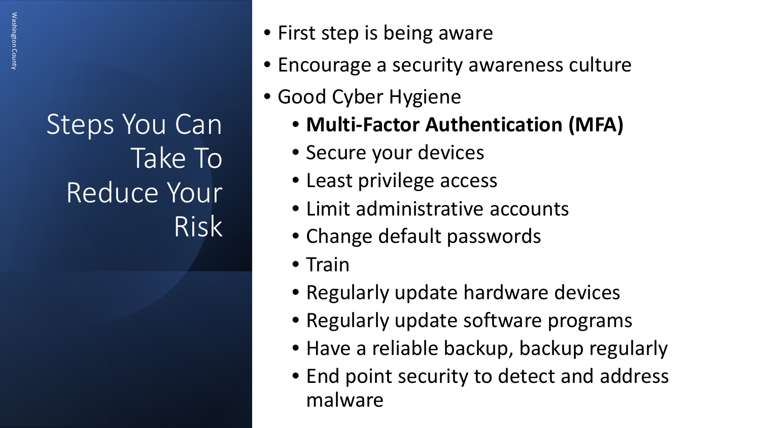# Steps You Can Take To Reduce Your Risk

- First step is being aware
- Encourage a security awareness culture
- Good Cyber Hygiene
  - **Multi-Factor Authentication (MFA)**
  - Secure your devices
  - Least privilege access
  - Limit administrative accounts
  - Change default passwords
  - Train
  - Regularly update hardware devices
  - Regularly update software programs
  - Have a reliable backup, backup regularly
  - End point security to detect and address malware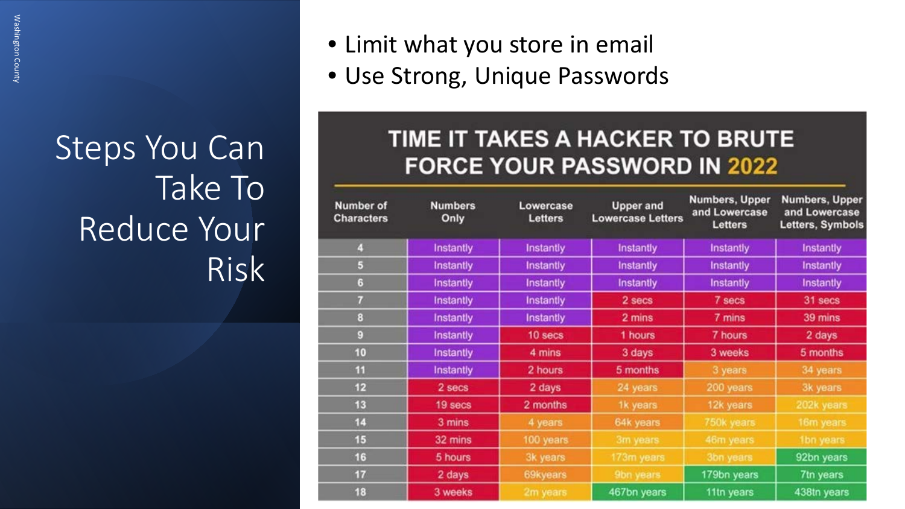# Steps You Can Take To Reduce Your Risk

- Limit what you store in email
- Use Strong, Unique Passwords

**TIME IT TAKES A HACKER TO BRUTE FORCE YOUR PASSWORD IN 2022**

| Number of Characters | Numbers Only | Lowercase Letters | Upper and Lowercase Letters | Numbers, Upper and Lowercase Letters | Numbers, Upper and Lowercase Letters, Symbols |
|---|---|---|---|---|---|
| 4 | Instantly | Instantly | Instantly | Instantly | Instantly |
| 5 | Instantly | Instantly | Instantly | Instantly | Instantly |
| 6 | Instantly | Instantly | Instantly | Instantly | Instantly |
| 7 | Instantly | Instantly | 2 secs | 7 secs | 31 secs |
| 8 | Instantly | Instantly | 2 mins | 7 mins | 39 mins |
| 9 | Instantly | 10 secs | 1 hours | 7 hours | 2 days |
| 10 | Instantly | 4 mins | 3 days | 3 weeks | 5 months |
| 11 | Instantly | 2 hours | 5 months | 3 years | 34 years |
| 12 | 2 secs | 2 days | 24 years | 200 years | 3k years |
| 13 | 19 secs | 2 months | 1k years | 12k years | 202k years |
| 14 | 3 mins | 4 years | 64k years | 750k years | 16m years |
| 15 | 32 mins | 100 years | 3m years | 46m years | 1bn years |
| 16 | 5 hours | 3k years | 173m years | 3bn years | 92bn years |
| 17 | 2 days | 69kyears | 9bn years | 179bn years | 7tn years |
| 18 | 3 weeks | 2m years | 467bn years | 11tn years | 438tn years |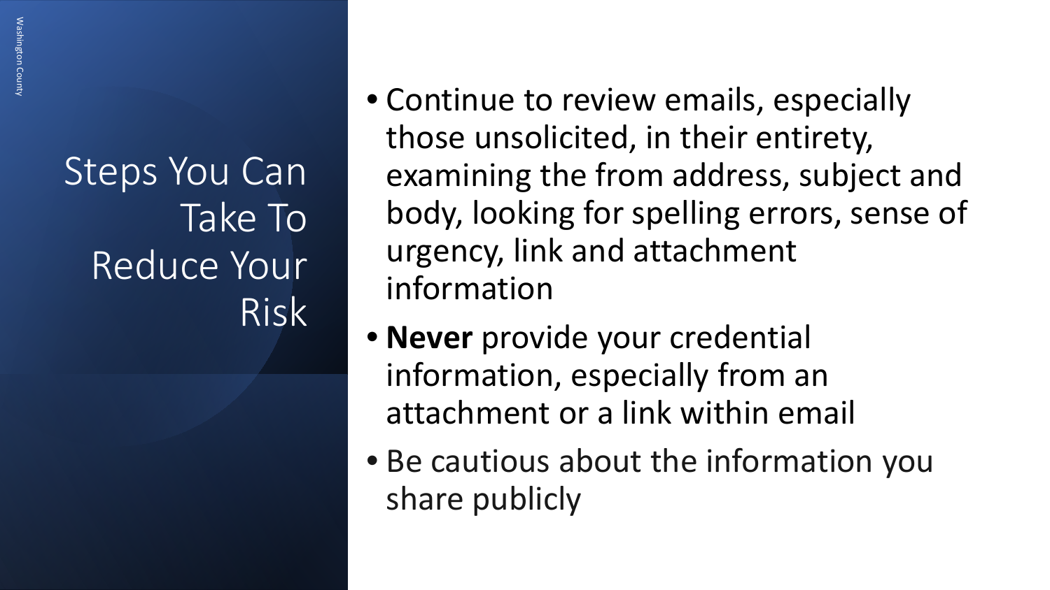# Steps You Can Take To Reduce Your Risk

- Continue to review emails, especially those unsolicited, in their entirety, examining the from address, subject and body, looking for spelling errors, sense of urgency, link and attachment information
- **Never** provide your credential information, especially from an attachment or a link within email
- Be cautious about the information you share publicly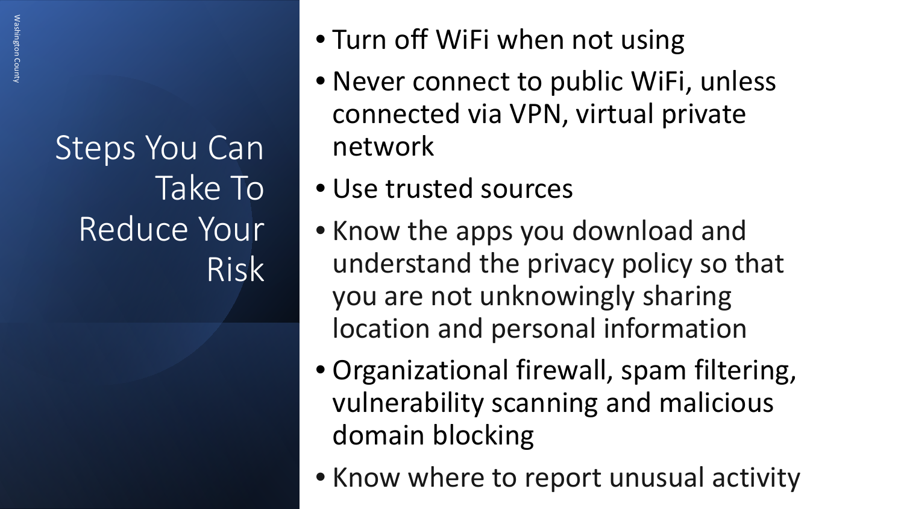# Steps You Can Take To Reduce Your Risk

- Turn off WiFi when not using
- Never connect to public WiFi, unless connected via VPN, virtual private network
- Use trusted sources
- Know the apps you download and understand the privacy policy so that you are not unknowingly sharing location and personal information
- Organizational firewall, spam filtering, vulnerability scanning and malicious domain blocking
- Know where to report unusual activity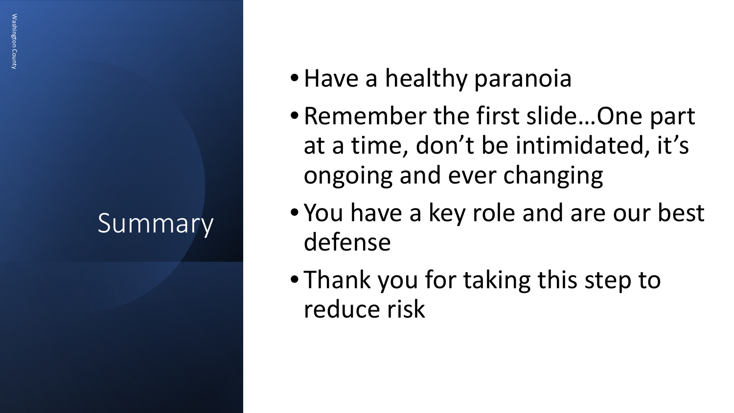# Summary

- Have a healthy paranoia
- Remember the first slide…One part at a time, don't be intimidated, it's ongoing and ever changing
- You have a key role and are our best defense
- Thank you for taking this step to reduce risk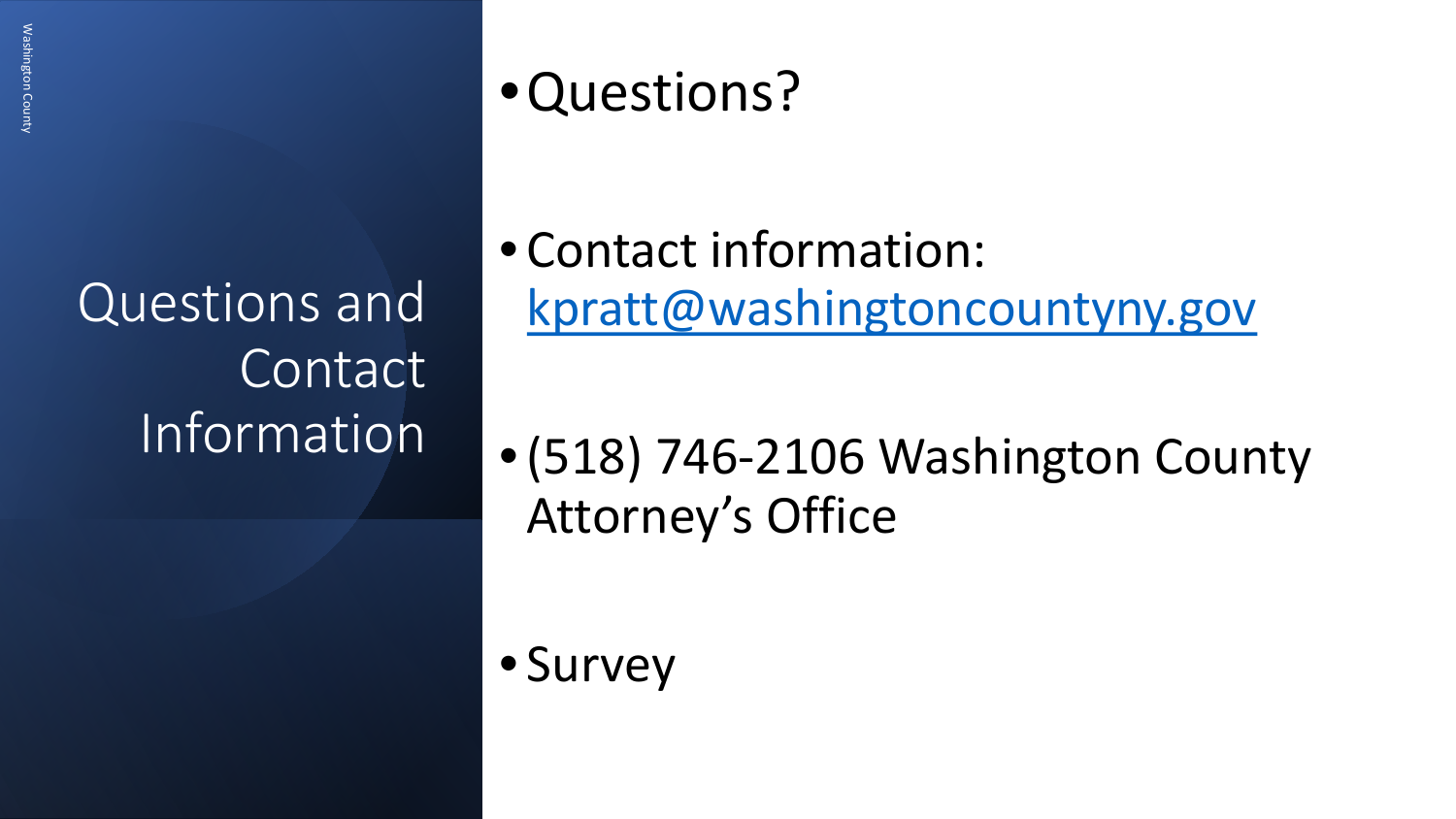# Questions and Contact Information

- Questions?
- Contact information: kpratt@washingtoncountyny.gov
- (518) 746-2106 Washington County Attorney's Office
- Survey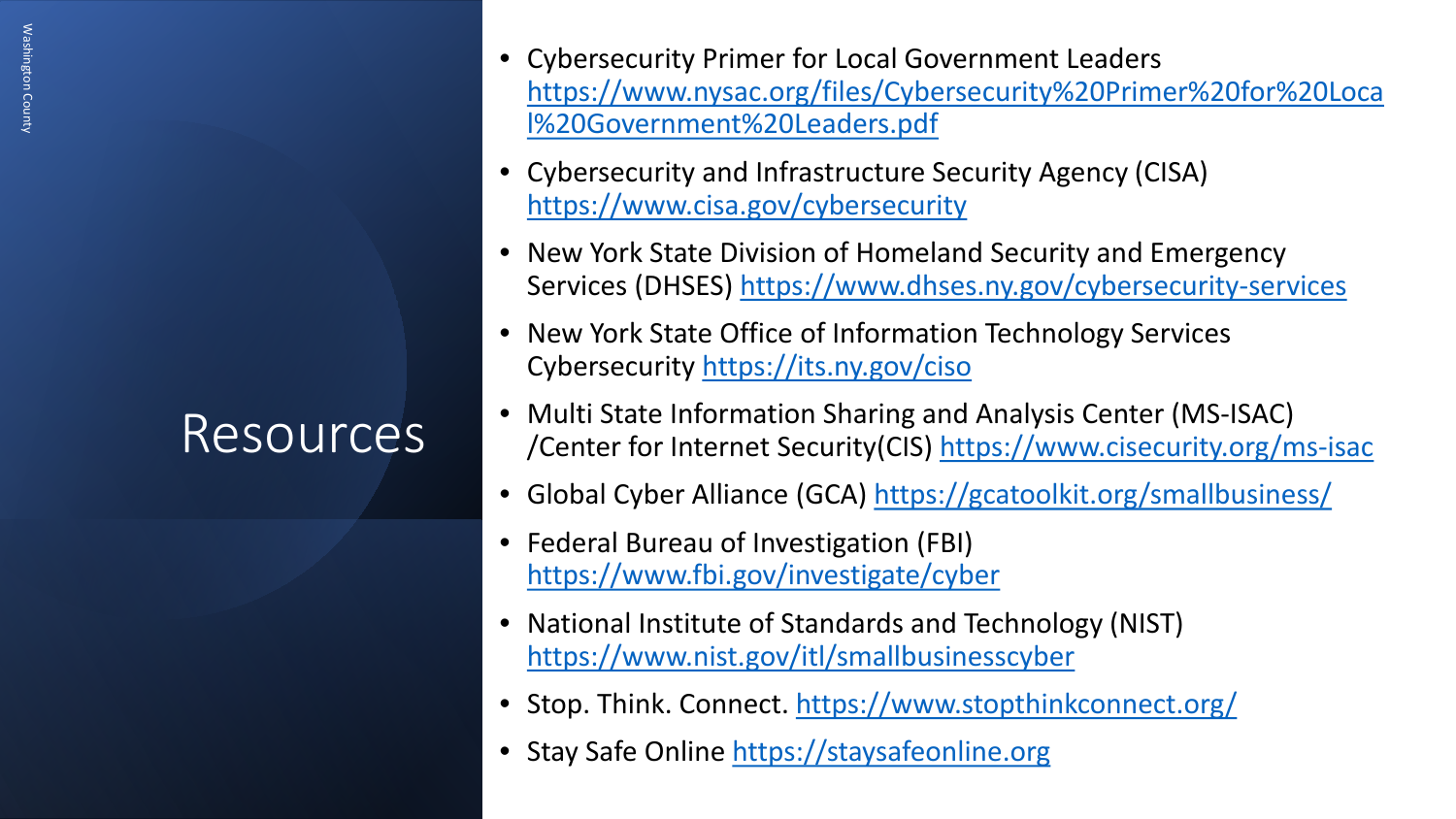# Resources

- Cybersecurity Primer for Local Government Leaders https://www.nysac.org/files/Cybersecurity%20Primer%20for%20Local%20Government%20Leaders.pdf
- Cybersecurity and Infrastructure Security Agency (CISA) https://www.cisa.gov/cybersecurity
- New York State Division of Homeland Security and Emergency Services (DHSES) https://www.dhses.ny.gov/cybersecurity-services
- New York State Office of Information Technology Services Cybersecurity https://its.ny.gov/ciso
- Multi State Information Sharing and Analysis Center (MS-ISAC) /Center for Internet Security(CIS) https://www.cisecurity.org/ms-isac
- Global Cyber Alliance (GCA) https://gcatoolkit.org/smallbusiness/
- Federal Bureau of Investigation (FBI) https://www.fbi.gov/investigate/cyber
- National Institute of Standards and Technology (NIST) https://www.nist.gov/itl/smallbusinesscyber
- Stop. Think. Connect. https://www.stopthinkconnect.org/
- Stay Safe Online https://staysafeonline.org